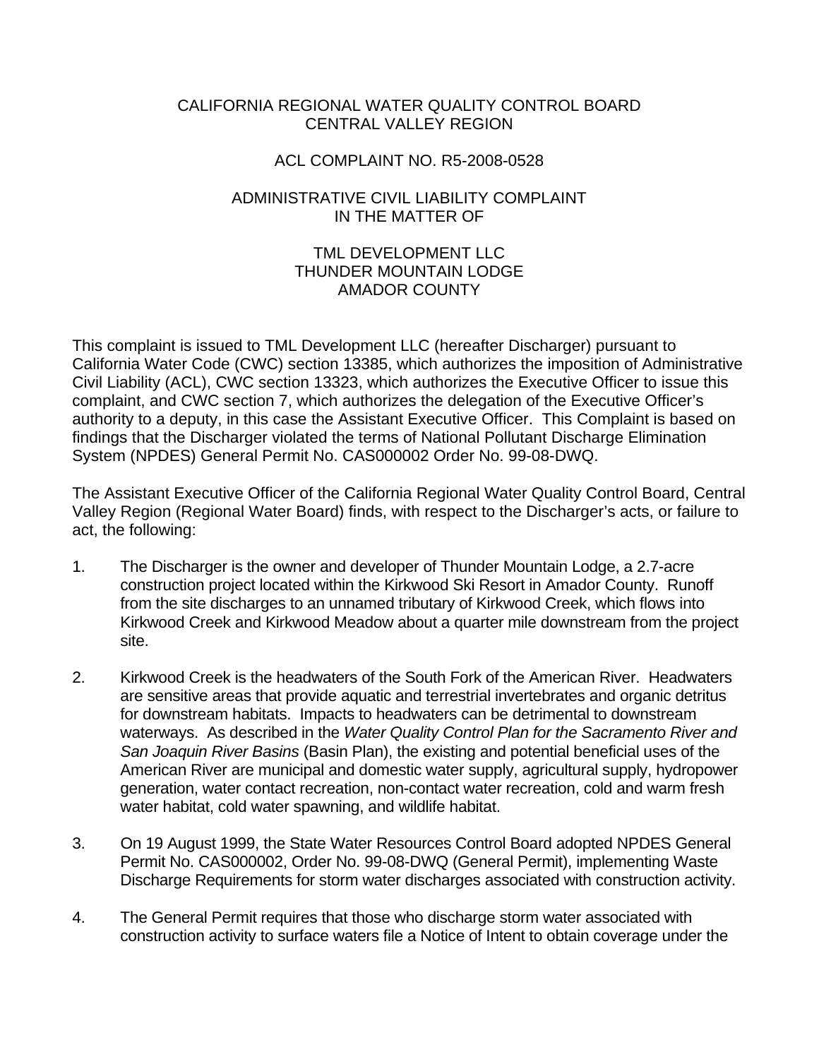# CALIFORNIA REGIONAL WATER QUALITY CONTROL BOARD
# CENTRAL VALLEY REGION

## ACL COMPLAINT NO. R5-2008-0528

## ADMINISTRATIVE CIVIL LIABILITY COMPLAINT IN THE MATTER OF

## TML DEVELOPMENT LLC
## THUNDER MOUNTAIN LODGE
## AMADOR COUNTY

This complaint is issued to TML Development LLC (hereafter Discharger) pursuant to California Water Code (CWC) section 13385, which authorizes the imposition of Administrative Civil Liability (ACL), CWC section 13323, which authorizes the Executive Officer to issue this complaint, and CWC section 7, which authorizes the delegation of the Executive Officer's authority to a deputy, in this case the Assistant Executive Officer. This Complaint is based on findings that the Discharger violated the terms of National Pollutant Discharge Elimination System (NPDES) General Permit No. CAS000002 Order No. 99-08-DWQ.

The Assistant Executive Officer of the California Regional Water Quality Control Board, Central Valley Region (Regional Water Board) finds, with respect to the Discharger's acts, or failure to act, the following:

1. The Discharger is the owner and developer of Thunder Mountain Lodge, a 2.7-acre construction project located within the Kirkwood Ski Resort in Amador County. Runoff from the site discharges to an unnamed tributary of Kirkwood Creek, which flows into Kirkwood Creek and Kirkwood Meadow about a quarter mile downstream from the project site.

2. Kirkwood Creek is the headwaters of the South Fork of the American River. Headwaters are sensitive areas that provide aquatic and terrestrial invertebrates and organic detritus for downstream habitats. Impacts to headwaters can be detrimental to downstream waterways. As described in the *Water Quality Control Plan for the Sacramento River and San Joaquin River Basins* (Basin Plan), the existing and potential beneficial uses of the American River are municipal and domestic water supply, agricultural supply, hydropower generation, water contact recreation, non-contact water recreation, cold and warm fresh water habitat, cold water spawning, and wildlife habitat.

3. On 19 August 1999, the State Water Resources Control Board adopted NPDES General Permit No. CAS000002, Order No. 99-08-DWQ (General Permit), implementing Waste Discharge Requirements for storm water discharges associated with construction activity.

4. The General Permit requires that those who discharge storm water associated with construction activity to surface waters file a Notice of Intent to obtain coverage under the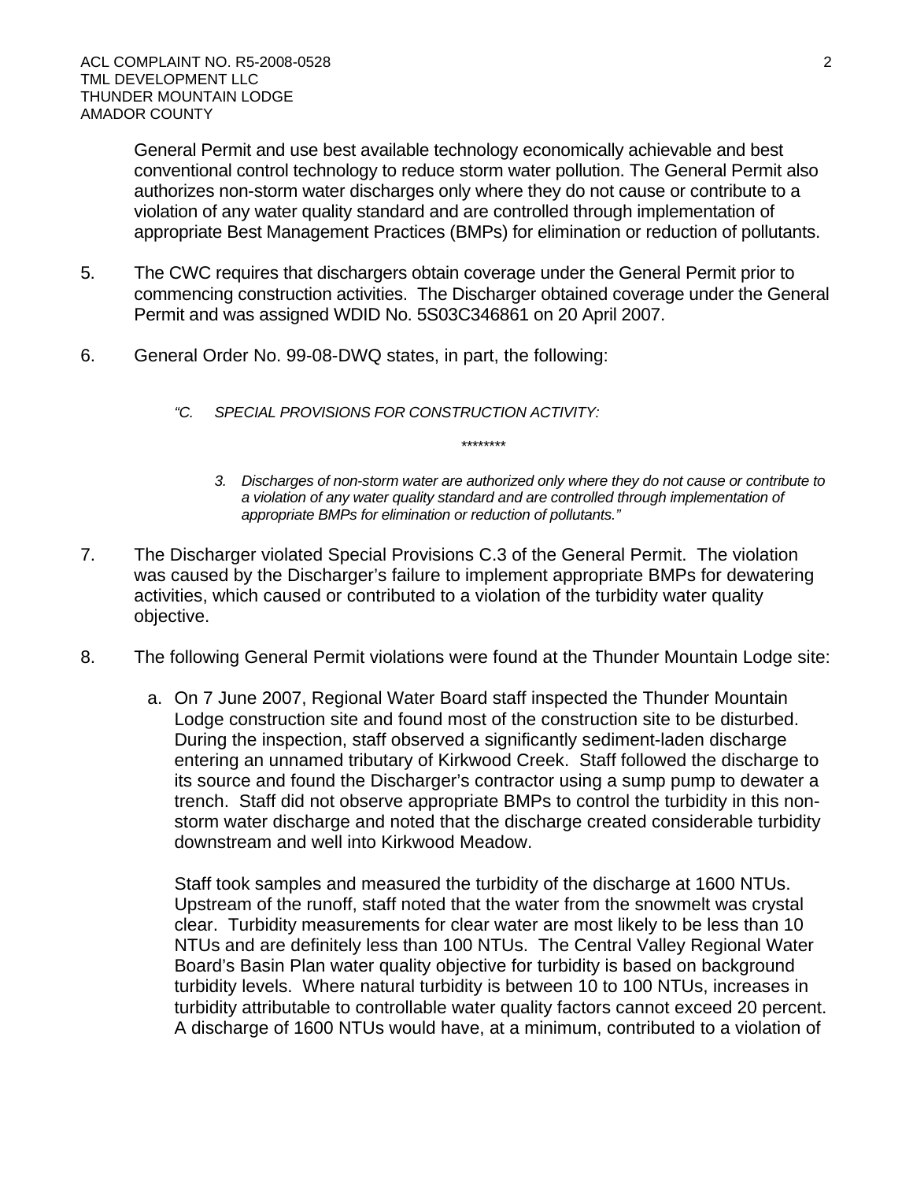General Permit and use best available technology economically achievable and best conventional control technology to reduce storm water pollution. The General Permit also authorizes non-storm water discharges only where they do not cause or contribute to a violation of any water quality standard and are controlled through implementation of appropriate Best Management Practices (BMPs) for elimination or reduction of pollutants.

5. The CWC requires that dischargers obtain coverage under the General Permit prior to commencing construction activities. The Discharger obtained coverage under the General Permit and was assigned WDID No. 5S03C346861 on 20 April 2007.

6. General Order No. 99-08-DWQ states, in part, the following:

   *"C. SPECIAL PROVISIONS FOR CONSTRUCTION ACTIVITY:*

   *\*\*\*\*\*\*\*\**

   *3. Discharges of non-storm water are authorized only where they do not cause or contribute to a violation of any water quality standard and are controlled through implementation of appropriate BMPs for elimination or reduction of pollutants."*

7. The Discharger violated Special Provisions C.3 of the General Permit. The violation was caused by the Discharger's failure to implement appropriate BMPs for dewatering activities, which caused or contributed to a violation of the turbidity water quality objective.

8. The following General Permit violations were found at the Thunder Mountain Lodge site:

   a. On 7 June 2007, Regional Water Board staff inspected the Thunder Mountain Lodge construction site and found most of the construction site to be disturbed. During the inspection, staff observed a significantly sediment-laden discharge entering an unnamed tributary of Kirkwood Creek. Staff followed the discharge to its source and found the Discharger's contractor using a sump pump to dewater a trench. Staff did not observe appropriate BMPs to control the turbidity in this non-storm water discharge and noted that the discharge created considerable turbidity downstream and well into Kirkwood Meadow.

      Staff took samples and measured the turbidity of the discharge at 1600 NTUs. Upstream of the runoff, staff noted that the water from the snowmelt was crystal clear. Turbidity measurements for clear water are most likely to be less than 10 NTUs and are definitely less than 100 NTUs. The Central Valley Regional Water Board's Basin Plan water quality objective for turbidity is based on background turbidity levels. Where natural turbidity is between 10 to 100 NTUs, increases in turbidity attributable to controllable water quality factors cannot exceed 20 percent. A discharge of 1600 NTUs would have, at a minimum, contributed to a violation of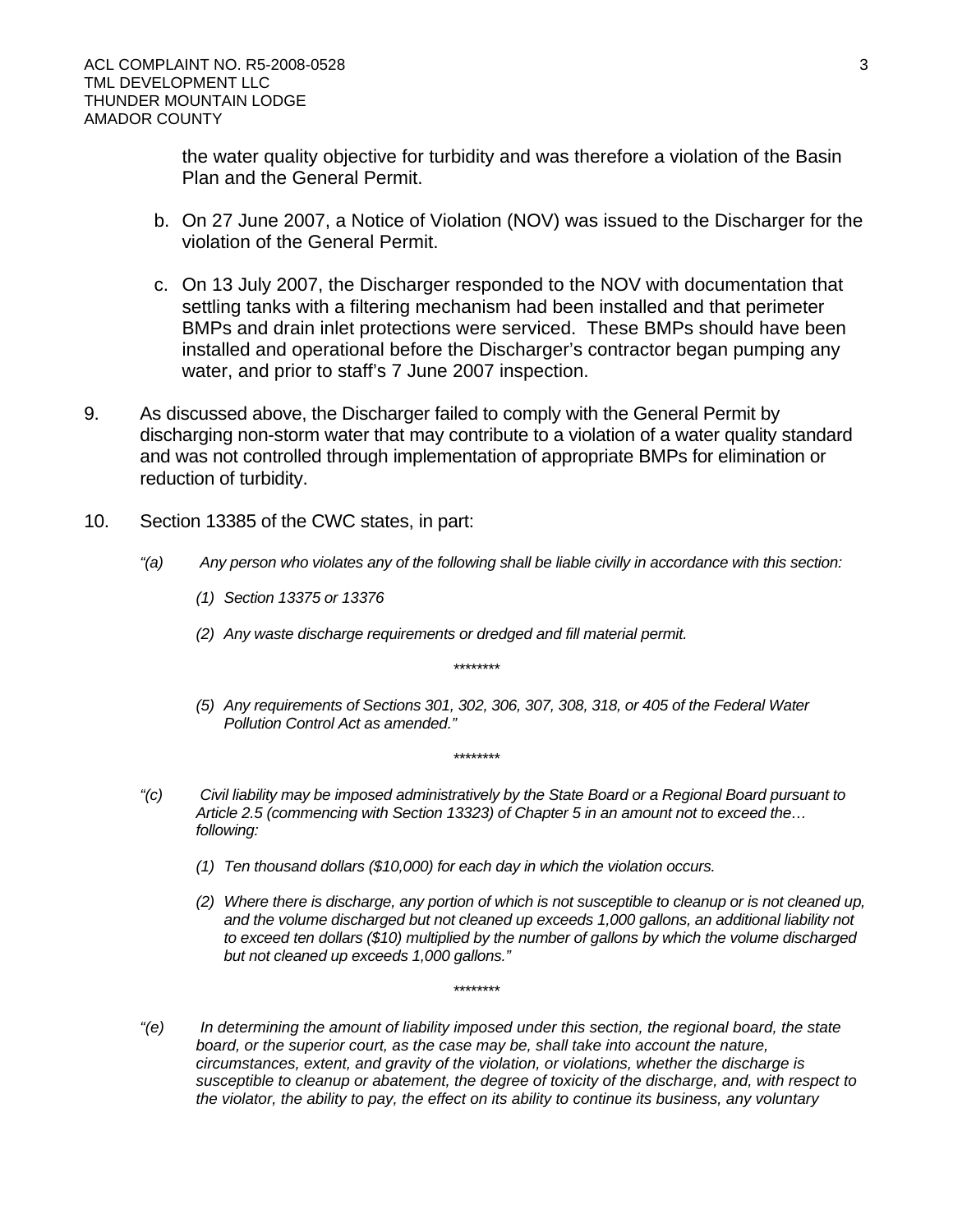the water quality objective for turbidity and was therefore a violation of the Basin Plan and the General Permit.

b. On 27 June 2007, a Notice of Violation (NOV) was issued to the Discharger for the violation of the General Permit.

c. On 13 July 2007, the Discharger responded to the NOV with documentation that settling tanks with a filtering mechanism had been installed and that perimeter BMPs and drain inlet protections were serviced. These BMPs should have been installed and operational before the Discharger's contractor began pumping any water, and prior to staff's 7 June 2007 inspection.

9. As discussed above, the Discharger failed to comply with the General Permit by discharging non-storm water that may contribute to a violation of a water quality standard and was not controlled through implementation of appropriate BMPs for elimination or reduction of turbidity.

10. Section 13385 of the CWC states, in part:

*"(a) Any person who violates any of the following shall be liable civilly in accordance with this section:*

*(1) Section 13375 or 13376*

*(2) Any waste discharge requirements or dredged and fill material permit.*

\*\*\*\*\*\*\*\*

*(5) Any requirements of Sections 301, 302, 306, 307, 308, 318, or 405 of the Federal Water Pollution Control Act as amended."*

\*\*\*\*\*\*\*\*

*"(c) Civil liability may be imposed administratively by the State Board or a Regional Board pursuant to Article 2.5 (commencing with Section 13323) of Chapter 5 in an amount not to exceed the… following:*

*(1) Ten thousand dollars ($10,000) for each day in which the violation occurs.*

*(2) Where there is discharge, any portion of which is not susceptible to cleanup or is not cleaned up, and the volume discharged but not cleaned up exceeds 1,000 gallons, an additional liability not to exceed ten dollars ($10) multiplied by the number of gallons by which the volume discharged but not cleaned up exceeds 1,000 gallons."*

\*\*\*\*\*\*\*\*

*"(e) In determining the amount of liability imposed under this section, the regional board, the state board, or the superior court, as the case may be, shall take into account the nature, circumstances, extent, and gravity of the violation, or violations, whether the discharge is susceptible to cleanup or abatement, the degree of toxicity of the discharge, and, with respect to the violator, the ability to pay, the effect on its ability to continue its business, any voluntary*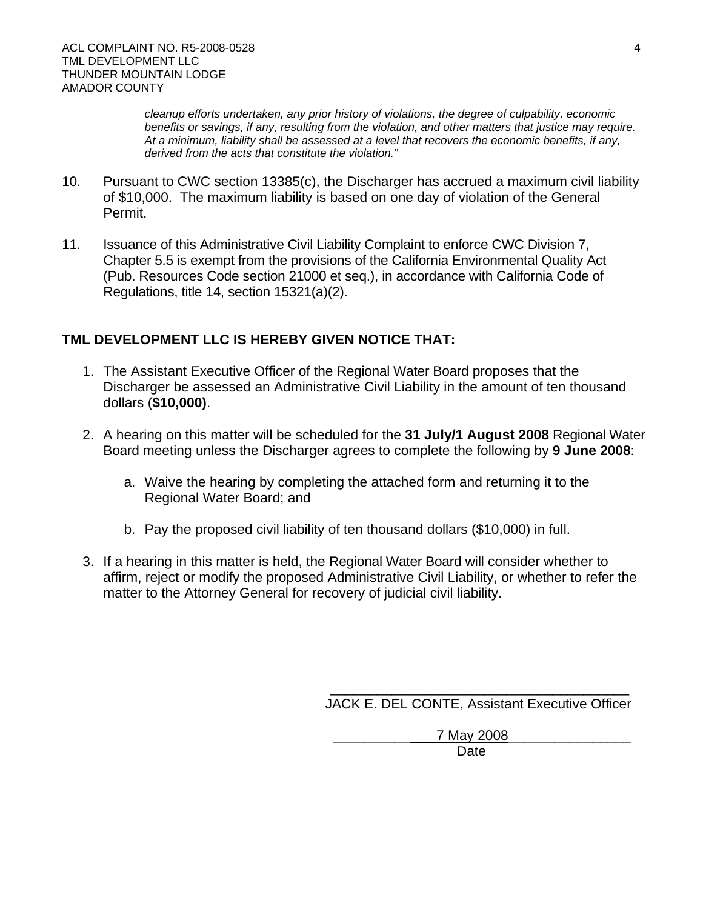*cleanup efforts undertaken, any prior history of violations, the degree of culpability, economic benefits or savings, if any, resulting from the violation, and other matters that justice may require. At a minimum, liability shall be assessed at a level that recovers the economic benefits, if any, derived from the acts that constitute the violation."*

10. Pursuant to CWC section 13385(c), the Discharger has accrued a maximum civil liability of $10,000. The maximum liability is based on one day of violation of the General Permit.

11. Issuance of this Administrative Civil Liability Complaint to enforce CWC Division 7, Chapter 5.5 is exempt from the provisions of the California Environmental Quality Act (Pub. Resources Code section 21000 et seq.), in accordance with California Code of Regulations, title 14, section 15321(a)(2).

**TML DEVELOPMENT LLC IS HEREBY GIVEN NOTICE THAT:**

1. The Assistant Executive Officer of the Regional Water Board proposes that the Discharger be assessed an Administrative Civil Liability in the amount of ten thousand dollars (**$10,000)**.

2. A hearing on this matter will be scheduled for the **31 July/1 August 2008** Regional Water Board meeting unless the Discharger agrees to complete the following by **9 June 2008**:

   a. Waive the hearing by completing the attached form and returning it to the Regional Water Board; and

   b. Pay the proposed civil liability of ten thousand dollars ($10,000) in full.

3. If a hearing in this matter is held, the Regional Water Board will consider whether to affirm, reject or modify the proposed Administrative Civil Liability, or whether to refer the matter to the Attorney General for recovery of judicial civil liability.

\_\_\_\_\_\_\_\_\_\_\_\_\_\_\_\_\_\_\_\_\_\_\_\_\_\_\_\_\_\_\_\_\_\_\_\_\_\_\_\_
JACK E. DEL CONTE, Assistant Executive Officer

7 May 2008
Date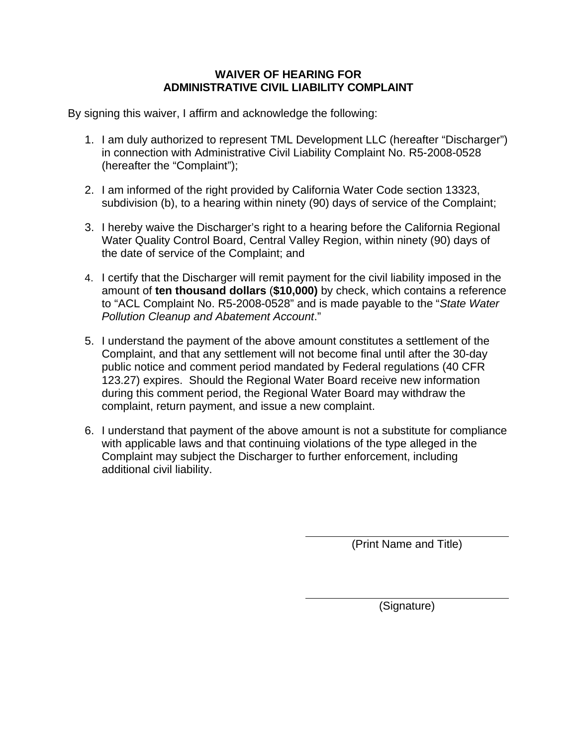**WAIVER OF HEARING FOR**
**ADMINISTRATIVE CIVIL LIABILITY COMPLAINT**

By signing this waiver, I affirm and acknowledge the following:

1. I am duly authorized to represent TML Development LLC (hereafter "Discharger") in connection with Administrative Civil Liability Complaint No. R5-2008-0528 (hereafter the "Complaint");

2. I am informed of the right provided by California Water Code section 13323, subdivision (b), to a hearing within ninety (90) days of service of the Complaint;

3. I hereby waive the Discharger's right to a hearing before the California Regional Water Quality Control Board, Central Valley Region, within ninety (90) days of the date of service of the Complaint; and

4. I certify that the Discharger will remit payment for the civil liability imposed in the amount of **ten thousand dollars** (**$10,000)** by check, which contains a reference to "ACL Complaint No. R5-2008-0528" and is made payable to the "*State Water Pollution Cleanup and Abatement Account*."

5. I understand the payment of the above amount constitutes a settlement of the Complaint, and that any settlement will not become final until after the 30-day public notice and comment period mandated by Federal regulations (40 CFR 123.27) expires. Should the Regional Water Board receive new information during this comment period, the Regional Water Board may withdraw the complaint, return payment, and issue a new complaint.

6. I understand that payment of the above amount is not a substitute for compliance with applicable laws and that continuing violations of the type alleged in the Complaint may subject the Discharger to further enforcement, including additional civil liability.

\_\_\_\_\_\_\_\_\_\_\_\_\_\_\_\_\_\_\_\_\_\_\_\_\_\_\_\_\_\_\_\_\_\_\_\_
(Print Name and Title)

\_\_\_\_\_\_\_\_\_\_\_\_\_\_\_\_\_\_\_\_\_\_\_\_\_\_\_\_\_\_\_\_\_\_\_\_
(Signature)